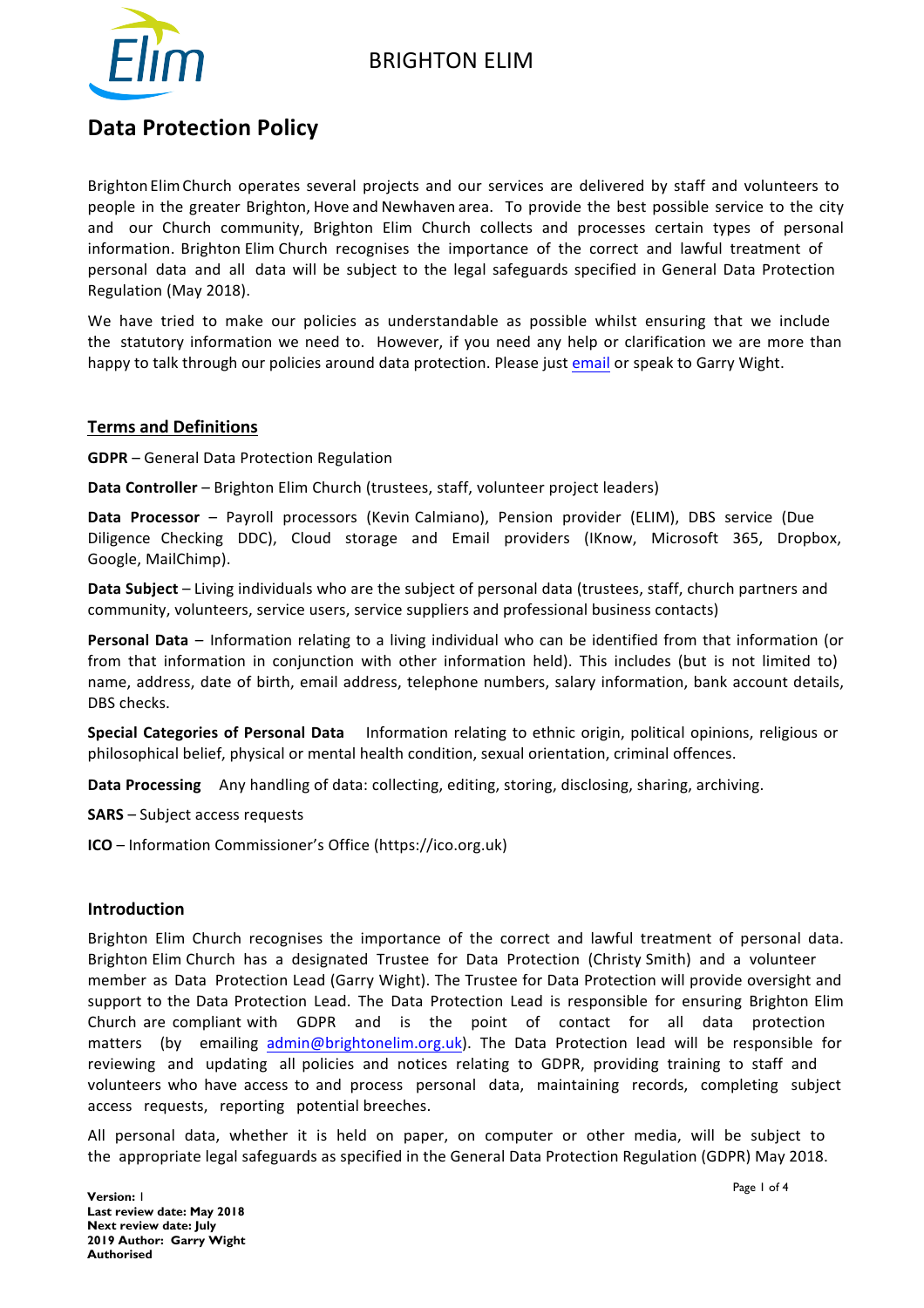BRIGHTON ELIM

# Data Protection Policy

Brighton Elim Church operates several projects and our services are delivered by staff and volunteers to people in the greater Brighton, Hove and Newhaven area. To provide the best possible service to the city and our Church community, Brighton Elim Church collects and processes certain types of personal information. Brighton Elim Church recognises the importance of the correct and lawful treatment of personal data and all data will be subject to the legal safeguards specified in General Data Protection Regulation (May 2018).

We have tried to make our policies as understandable as possible whilst ensuring that we include the statutory information we need to. However, if you need any help or clarification we are more than happy to talk through our policies around data protection. Please just email or speak to Garry Wight.

## Terms and Definitions

**GDPR** – General Data Protection Regulation

**Data Controller** – Brighton Elim Church (trustees, staff, volunteer project leaders)

**Data Processor** – Payroll processors (Kevin Calmiano), Pension provider (ELIM), DBS service (Due Diligence Checking DDC), Cloud storage and Email providers (IKnow, Microsoft 365, Dropbox, Google, MailChimp).

**Data Subject** – Living individuals who are the subject of personal data (trustees, staff, church partners and community, volunteers, service users, service suppliers and professional business contacts)

**Personal Data** – Information relating to a living individual who can be identified from that information (or from that information in conjunction with other information held). This includes (but is not limited to) name, address, date of birth, email address, telephone numbers, salary information, bank account details, DBS checks.

**Special Categories of Personal Data** Information relating to ethnic origin, political opinions, religious or philosophical belief, physical or mental health condition, sexual orientation, criminal offences.

**Data Processing** Any handling of data: collecting, editing, storing, disclosing, sharing, archiving.

**SARS** – Subject access requests

**ICO** – Information Commissioner's Office (https://ico.org.uk)

## Introduction

Brighton Elim Church recognises the importance of the correct and lawful treatment of personal data. Brighton Elim Church has a designated Trustee for Data Protection (Christy Smith) and a volunteer member as Data Protection Lead (Garry Wight). The Trustee for Data Protection will provide oversight and support to the Data Protection Lead. The Data Protection Lead is responsible for ensuring Brighton Elim Church are compliant with GDPR and is the point of contact for all data protection matters (by emailing admin@brightonelim.org.uk). The Data Protection lead will be responsible for reviewing and updating all policies and notices relating to GDPR, providing training to staff and volunteers who have access to and process personal data, maintaining records, completing subject access requests, reporting potential breeches.

All personal data, whether it is held on paper, on computer or other media, will be subject to the appropriate legal safeguards as specified in the General Data Protection Regulation (GDPR) May 2018.

**Version:** 1
**Last review date: May 2018**
**Next review date: July 2019 Author: Garry Wight**
**Authorised**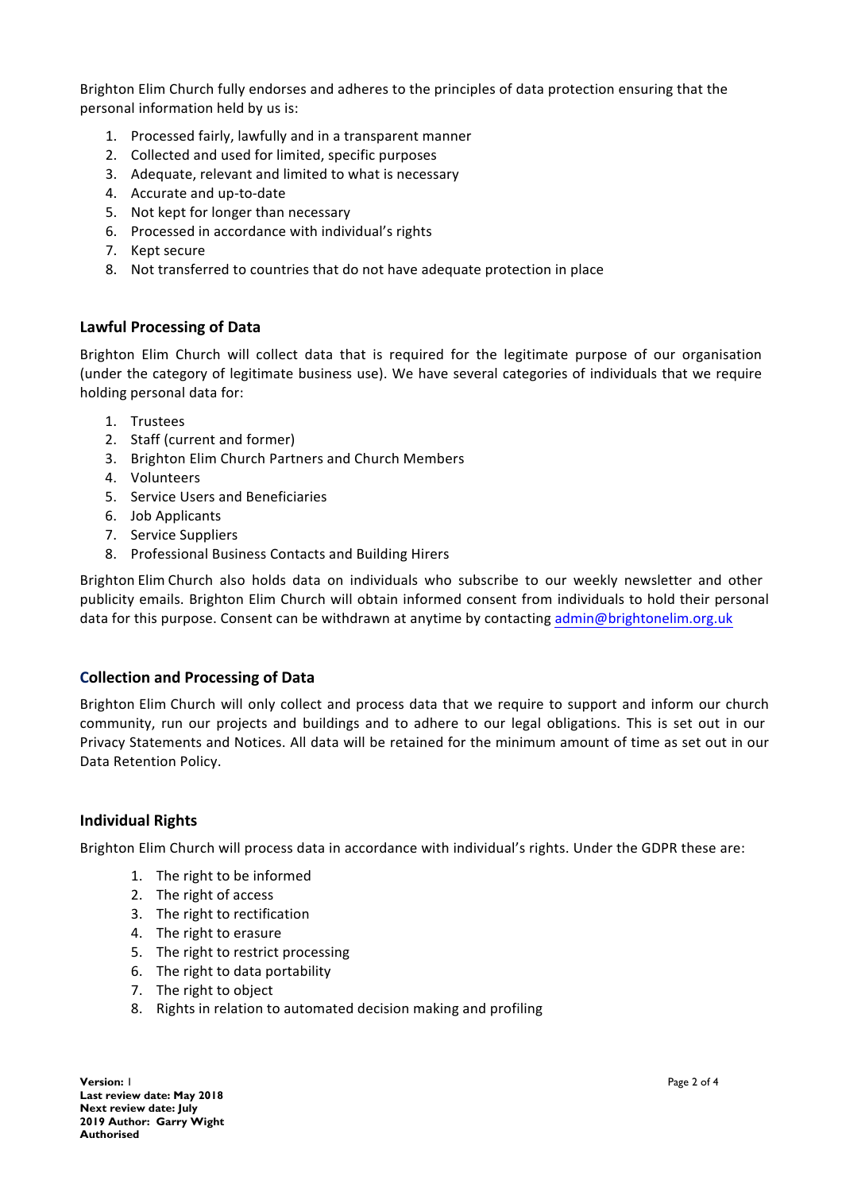Brighton Elim Church fully endorses and adheres to the principles of data protection ensuring that the personal information held by us is:

1. Processed fairly, lawfully and in a transparent manner
2. Collected and used for limited, specific purposes
3. Adequate, relevant and limited to what is necessary
4. Accurate and up-to-date
5. Not kept for longer than necessary
6. Processed in accordance with individual's rights
7. Kept secure
8. Not transferred to countries that do not have adequate protection in place

## Lawful Processing of Data

Brighton Elim Church will collect data that is required for the legitimate purpose of our organisation (under the category of legitimate business use). We have several categories of individuals that we require holding personal data for:

1. Trustees
2. Staff (current and former)
3. Brighton Elim Church Partners and Church Members
4. Volunteers
5. Service Users and Beneficiaries
6. Job Applicants
7. Service Suppliers
8. Professional Business Contacts and Building Hirers

Brighton Elim Church also holds data on individuals who subscribe to our weekly newsletter and other publicity emails. Brighton Elim Church will obtain informed consent from individuals to hold their personal data for this purpose. Consent can be withdrawn at anytime by contacting admin@brightonelim.org.uk

## Collection and Processing of Data

Brighton Elim Church will only collect and process data that we require to support and inform our church community, run our projects and buildings and to adhere to our legal obligations. This is set out in our Privacy Statements and Notices. All data will be retained for the minimum amount of time as set out in our Data Retention Policy.

## Individual Rights

Brighton Elim Church will process data in accordance with individual's rights. Under the GDPR these are:

1. The right to be informed
2. The right of access
3. The right to rectification
4. The right to erasure
5. The right to restrict processing
6. The right to data portability
7. The right to object
8. Rights in relation to automated decision making and profiling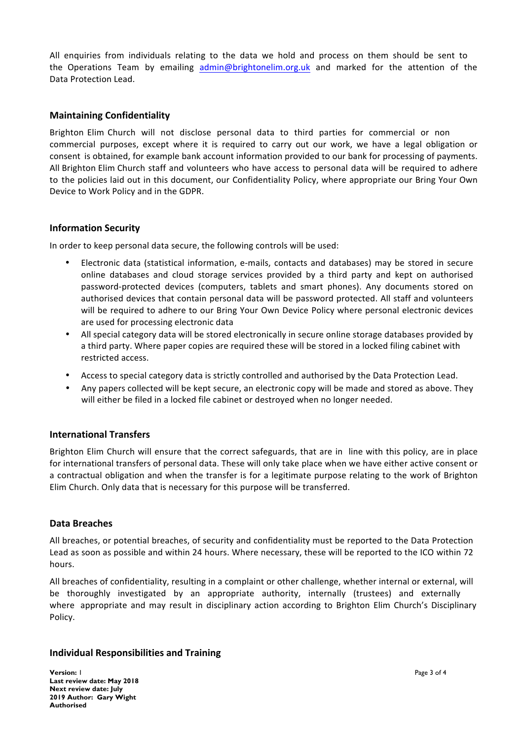All enquiries from individuals relating to the data we hold and process on them should be sent to the Operations Team by emailing admin@brightonelim.org.uk and marked for the attention of the Data Protection Lead.

## Maintaining Confidentiality

Brighton Elim Church will not disclose personal data to third parties for commercial or non commercial purposes, except where it is required to carry out our work, we have a legal obligation or consent is obtained, for example bank account information provided to our bank for processing of payments. All Brighton Elim Church staff and volunteers who have access to personal data will be required to adhere to the policies laid out in this document, our Confidentiality Policy, where appropriate our Bring Your Own Device to Work Policy and in the GDPR.

## Information Security

In order to keep personal data secure, the following controls will be used:

- Electronic data (statistical information, e-mails, contacts and databases) may be stored in secure online databases and cloud storage services provided by a third party and kept on authorised password-protected devices (computers, tablets and smart phones). Any documents stored on authorised devices that contain personal data will be password protected. All staff and volunteers will be required to adhere to our Bring Your Own Device Policy where personal electronic devices are used for processing electronic data
- All special category data will be stored electronically in secure online storage databases provided by a third party. Where paper copies are required these will be stored in a locked filing cabinet with restricted access.
- Access to special category data is strictly controlled and authorised by the Data Protection Lead.
- Any papers collected will be kept secure, an electronic copy will be made and stored as above. They will either be filed in a locked file cabinet or destroyed when no longer needed.

## International Transfers

Brighton Elim Church will ensure that the correct safeguards, that are in line with this policy, are in place for international transfers of personal data. These will only take place when we have either active consent or a contractual obligation and when the transfer is for a legitimate purpose relating to the work of Brighton Elim Church. Only data that is necessary for this purpose will be transferred.

## Data Breaches

All breaches, or potential breaches, of security and confidentiality must be reported to the Data Protection Lead as soon as possible and within 24 hours. Where necessary, these will be reported to the ICO within 72 hours.

All breaches of confidentiality, resulting in a complaint or other challenge, whether internal or external, will be thoroughly investigated by an appropriate authority, internally (trustees) and externally where appropriate and may result in disciplinary action according to Brighton Elim Church's Disciplinary Policy.

## Individual Responsibilities and Training

**Version:** 1
**Last review date: May 2018**
**Next review date: July 2019 Author: Gary Wight**
**Authorised**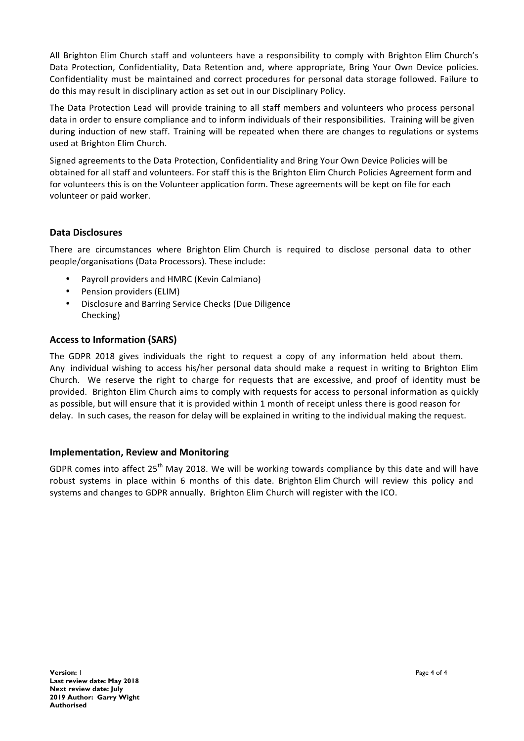All Brighton Elim Church staff and volunteers have a responsibility to comply with Brighton Elim Church's Data Protection, Confidentiality, Data Retention and, where appropriate, Bring Your Own Device policies. Confidentiality must be maintained and correct procedures for personal data storage followed. Failure to do this may result in disciplinary action as set out in our Disciplinary Policy.

The Data Protection Lead will provide training to all staff members and volunteers who process personal data in order to ensure compliance and to inform individuals of their responsibilities. Training will be given during induction of new staff. Training will be repeated when there are changes to regulations or systems used at Brighton Elim Church.

Signed agreements to the Data Protection, Confidentiality and Bring Your Own Device Policies will be obtained for all staff and volunteers. For staff this is the Brighton Elim Church Policies Agreement form and for volunteers this is on the Volunteer application form. These agreements will be kept on file for each volunteer or paid worker.

## Data Disclosures

There are circumstances where Brighton Elim Church is required to disclose personal data to other people/organisations (Data Processors). These include:

- Payroll providers and HMRC (Kevin Calmiano)
- Pension providers (ELIM)
- Disclosure and Barring Service Checks (Due Diligence Checking)

## Access to Information (SARS)

The GDPR 2018 gives individuals the right to request a copy of any information held about them. Any individual wishing to access his/her personal data should make a request in writing to Brighton Elim Church. We reserve the right to charge for requests that are excessive, and proof of identity must be provided. Brighton Elim Church aims to comply with requests for access to personal information as quickly as possible, but will ensure that it is provided within 1 month of receipt unless there is good reason for delay. In such cases, the reason for delay will be explained in writing to the individual making the request.

## Implementation, Review and Monitoring

GDPR comes into affect 25th May 2018. We will be working towards compliance by this date and will have robust systems in place within 6 months of this date. Brighton Elim Church will review this policy and systems and changes to GDPR annually. Brighton Elim Church will register with the ICO.

**Version:** 1
**Last review date: May 2018**
**Next review date: July 2019 Author: Garry Wight**
**Authorised**